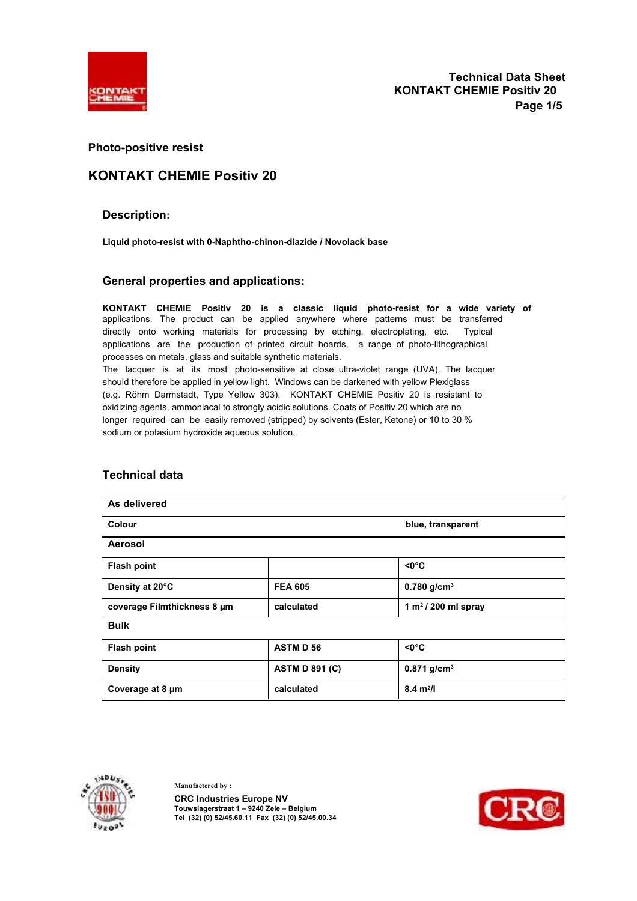# Photo-positive resist

# KONTAKT CHEMIE Positiv 20

## Description:

**Liquid photo-resist with 0-Naphtho-chinon-diazide / Novolack base**

## General properties and applications:

**KONTAKT CHEMIE Positiv 20 is a classic liquid photo-resist for a wide variety of** applications. The product can be applied anywhere where patterns must be transferred directly onto working materials for processing by etching, electroplating, etc. Typical applications are the production of printed circuit boards, a range of photo-lithographical processes on metals, glass and suitable synthetic materials.
The lacquer is at its most photo-sensitive at close ultra-violet range (UVA). The lacquer should therefore be applied in yellow light. Windows can be darkened with yellow Plexiglass (e.g. Röhm Darmstadt, Type Yellow 303). KONTAKT CHEMIE Positiv 20 is resistant to oxidizing agents, ammoniacal to strongly acidic solutions. Coats of Positiv 20 which are no longer required can be easily removed (stripped) by solvents (Ester, Ketone) or 10 to 30 % sodium or potasium hydroxide aqueous solution.

## Technical data

| **As delivered** | | |
|---|---|---|
| **Colour** | | **blue, transparent** |
| **Aerosol** | | |
| **Flash point** | | **<0°C** |
| **Density at 20°C** | **FEA 605** | **0.780 g/cm³** |
| **coverage Filmthickness 8 µm** | **calculated** | **1 m² / 200 ml spray** |
| **Bulk** | | |
| **Flash point** | **ASTM D 56** | **<0°C** |
| **Density** | **ASTM D 891 (C)** | **0.871 g/cm³** |
| **Coverage at 8 µm** | **calculated** | **8.4 m²/l** |

Manufactered by :
**CRC Industries Europe NV**
**Touwslagerstraat 1 – 9240 Zele – Belgium**
**Tel (32) (0) 52/45.60.11 Fax (32) (0) 52/45.00.34**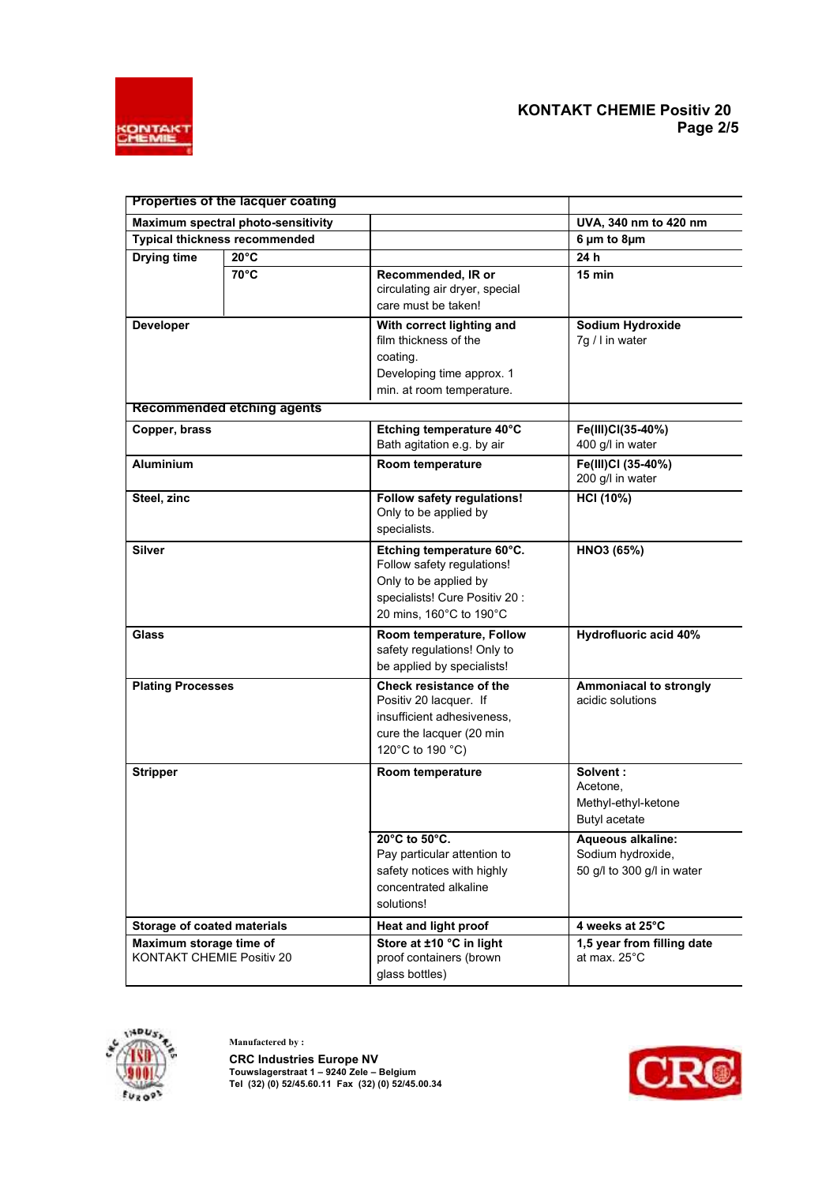| Properties of the lacquer coating | | | |
|---|---|---|---|
| **Maximum spectral photo-sensitivity** | | | **UVA, 340 nm to 420 nm** |
| **Typical thickness recommended** | | | **6 µm to 8µm** |
| **Drying time** | **20°C** | | **24 h** |
| | **70°C** | **Recommended, IR or** circulating air dryer, special care must be taken! | **15 min** |
| **Developer** | | **With correct lighting and** film thickness of the coating. Developing time approx. 1 min. at room temperature. | **Sodium Hydroxide** 7g / l in water |
| **Recommended etching agents** | | | |
| **Copper, brass** | | **Etching temperature 40°C** Bath agitation e.g. by air | **Fe(III)Cl(35-40%)** 400 g/l in water |
| **Aluminium** | | **Room temperature** | **Fe(III)Cl (35-40%)** 200 g/l in water |
| **Steel, zinc** | | **Follow safety regulations!** Only to be applied by specialists. | **HCl (10%)** |
| **Silver** | | **Etching temperature 60°C.** Follow safety regulations! Only to be applied by specialists! Cure Positiv 20 : 20 mins, 160°C to 190°C | **HNO3 (65%)** |
| **Glass** | | **Room temperature, Follow** safety regulations! Only to be applied by specialists! | **Hydrofluoric acid 40%** |
| **Plating Processes** | | **Check resistance of the** Positiv 20 lacquer. If insufficient adhesiveness, cure the lacquer (20 min 120°C to 190 °C) | **Ammoniacal to strongly** acidic solutions |
| **Stripper** | | **Room temperature** | **Solvent :** Acetone, Methyl-ethyl-ketone Butyl acetate |
| | | **20°C to 50°C.** Pay particular attention to safety notices with highly concentrated alkaline solutions! | **Aqueous alkaline:** Sodium hydroxide, 50 g/l to 300 g/l in water |
| **Storage of coated materials** | | **Heat and light proof** | **4 weeks at 25°C** |
| **Maximum storage time of** KONTAKT CHEMIE Positiv 20 | | **Store at ±10 °C in light** proof containers (brown glass bottles) | **1,5 year from filling date** at max. 25°C |

Manufactered by :

**CRC Industries Europe NV**
**Touwslagerstraat 1 – 9240 Zele – Belgium**
**Tel (32) (0) 52/45.60.11 Fax (32) (0) 52/45.00.34**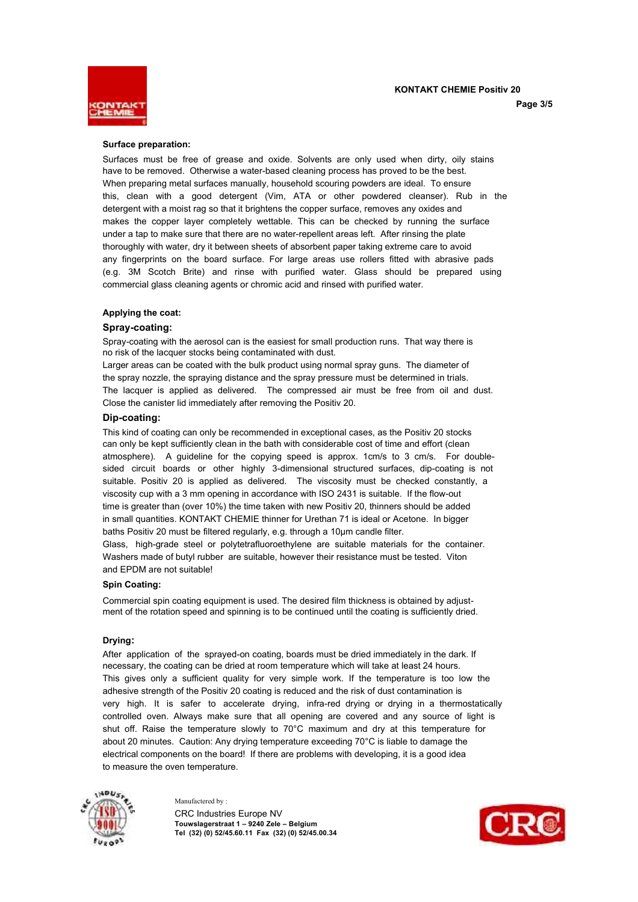**Surface preparation:**

Surfaces must be free of grease and oxide. Solvents are only used when dirty, oily stains have to be removed. Otherwise a water-based cleaning process has proved to be the best. When preparing metal surfaces manually, household scouring powders are ideal. To ensure this, clean with a good detergent (Vim, ATA or other powdered cleanser). Rub in the detergent with a moist rag so that it brightens the copper surface, removes any oxides and makes the copper layer completely wettable. This can be checked by running the surface under a tap to make sure that there are no water-repellent areas left. After rinsing the plate thoroughly with water, dry it between sheets of absorbent paper taking extreme care to avoid any fingerprints on the board surface. For large areas use rollers fitted with abrasive pads (e.g. 3M Scotch Brite) and rinse with purified water. Glass should be prepared using commercial glass cleaning agents or chromic acid and rinsed with purified water.

**Applying the coat:**

### Spray-coating:

Spray-coating with the aerosol can is the easiest for small production runs. That way there is no risk of the lacquer stocks being contaminated with dust.
Larger areas can be coated with the bulk product using normal spray guns. The diameter of the spray nozzle, the spraying distance and the spray pressure must be determined in trials. The lacquer is applied as delivered. The compressed air must be free from oil and dust. Close the canister lid immediately after removing the Positiv 20.

### Dip-coating:

This kind of coating can only be recommended in exceptional cases, as the Positiv 20 stocks can only be kept sufficiently clean in the bath with considerable cost of time and effort (clean atmosphere). A guideline for the copying speed is approx. 1cm/s to 3 cm/s. For double-sided circuit boards or other highly 3-dimensional structured surfaces, dip-coating is not suitable. Positiv 20 is applied as delivered. The viscosity must be checked constantly, a viscosity cup with a 3 mm opening in accordance with ISO 2431 is suitable. If the flow-out time is greater than (over 10%) the time taken with new Positiv 20, thinners should be added in small quantities. KONTAKT CHEMIE thinner for Urethan 71 is ideal or Acetone. In bigger baths Positiv 20 must be filtered regularly, e.g. through a 10µm candle filter.
Glass, high-grade steel or polytetrafluoroethylene are suitable materials for the container. Washers made of butyl rubber are suitable, however their resistance must be tested. Viton and EPDM are not suitable!

**Spin Coating:**

Commercial spin coating equipment is used. The desired film thickness is obtained by adjust-ment of the rotation speed and spinning is to be continued until the coating is sufficiently dried.

**Drying:**

After application of the sprayed-on coating, boards must be dried immediately in the dark. If necessary, the coating can be dried at room temperature which will take at least 24 hours. This gives only a sufficient quality for very simple work. If the temperature is too low the adhesive strength of the Positiv 20 coating is reduced and the risk of dust contamination is very high. It is safer to accelerate drying, infra-red drying or drying in a thermostatically controlled oven. Always make sure that all opening are covered and any source of light is shut off. Raise the temperature slowly to 70°C maximum and dry at this temperature for about 20 minutes. Caution: Any drying temperature exceeding 70°C is liable to damage the electrical components on the board! If there are problems with developing, it is a good idea to measure the oven temperature.

Manufactered by :
CRC Industries Europe NV
**Touwslagerstraat 1 – 9240 Zele – Belgium**
**Tel (32) (0) 52/45.60.11 Fax (32) (0) 52/45.00.34**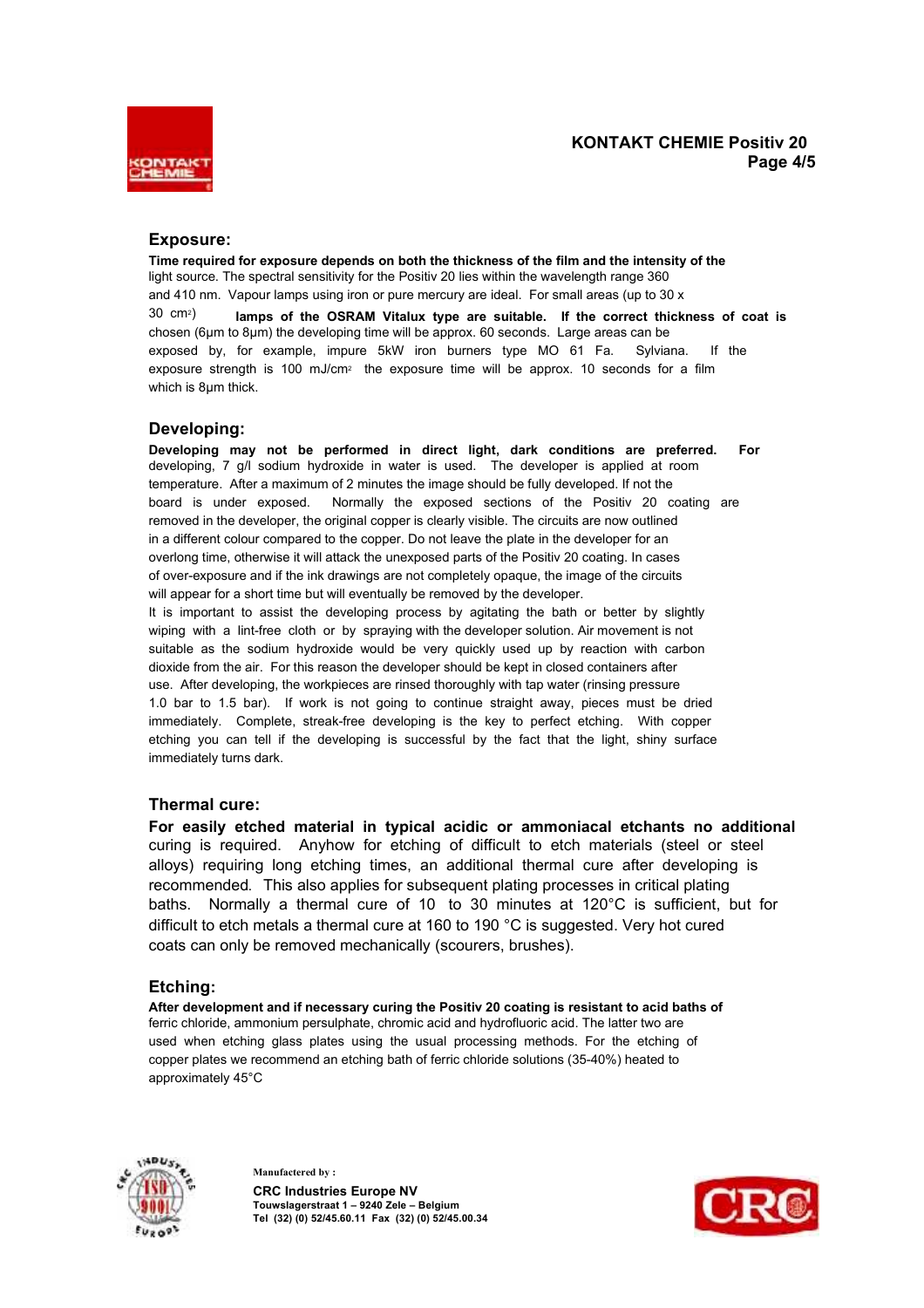## Exposure:

**Time required for exposure depends on both the thickness of the film and the intensity of the** light source. The spectral sensitivity for the Positiv 20 lies within the wavelength range 360 and 410 nm. Vapour lamps using iron or pure mercury are ideal. For small areas (up to 30 x 30 cm$^2$) **lamps of the OSRAM Vitalux type are suitable. If the correct thickness of coat is** chosen (6µm to 8µm) the developing time will be approx. 60 seconds. Large areas can be exposed by, for example, impure 5kW iron burners type MO 61 Fa. Sylviana. If the exposure strength is 100 mJ/cm$^2$ the exposure time will be approx. 10 seconds for a film which is 8µm thick.

## Developing:

**Developing may not be performed in direct light, dark conditions are preferred. For** developing, 7 g/l sodium hydroxide in water is used. The developer is applied at room temperature. After a maximum of 2 minutes the image should be fully developed. If not the board is under exposed. Normally the exposed sections of the Positiv 20 coating are removed in the developer, the original copper is clearly visible. The circuits are now outlined in a different colour compared to the copper. Do not leave the plate in the developer for an overlong time, otherwise it will attack the unexposed parts of the Positiv 20 coating. In cases of over-exposure and if the ink drawings are not completely opaque, the image of the circuits will appear for a short time but will eventually be removed by the developer.

It is important to assist the developing process by agitating the bath or better by slightly wiping with a lint-free cloth or by spraying with the developer solution. Air movement is not suitable as the sodium hydroxide would be very quickly used up by reaction with carbon dioxide from the air. For this reason the developer should be kept in closed containers after use. After developing, the workpieces are rinsed thoroughly with tap water (rinsing pressure 1.0 bar to 1.5 bar). If work is not going to continue straight away, pieces must be dried immediately. Complete, streak-free developing is the key to perfect etching. With copper etching you can tell if the developing is successful by the fact that the light, shiny surface immediately turns dark.

## Thermal cure:

**For easily etched material in typical acidic or ammoniacal etchants no additional** curing is required. Anyhow for etching of difficult to etch materials (steel or steel alloys) requiring long etching times, an additional thermal cure after developing is recommended. This also applies for subsequent plating processes in critical plating baths. Normally a thermal cure of 10 to 30 minutes at 120°C is sufficient, but for difficult to etch metals a thermal cure at 160 to 190 °C is suggested. Very hot cured coats can only be removed mechanically (scourers, brushes).

## Etching:

**After development and if necessary curing the Positiv 20 coating is resistant to acid baths of** ferric chloride, ammonium persulphate, chromic acid and hydrofluoric acid. The latter two are used when etching glass plates using the usual processing methods. For the etching of copper plates we recommend an etching bath of ferric chloride solutions (35-40%) heated to approximately 45°C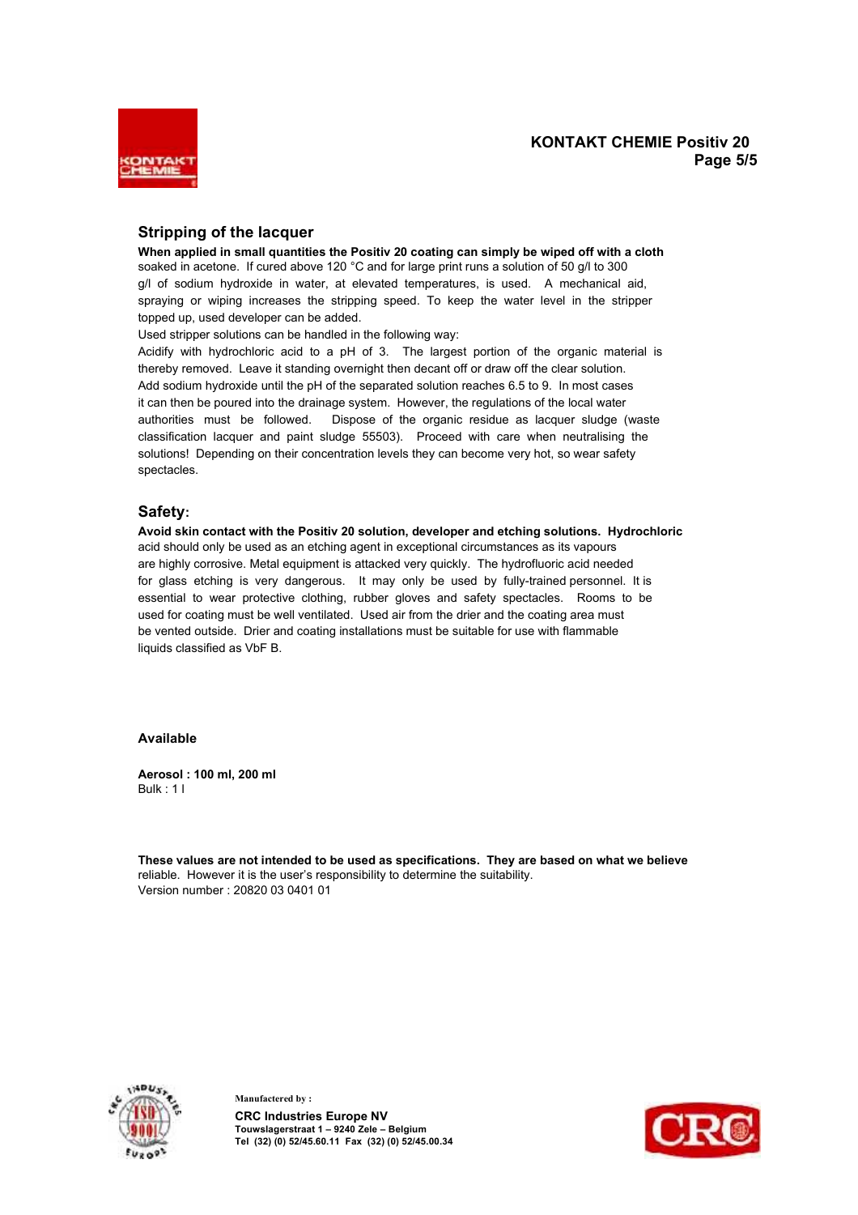## Stripping of the lacquer

**When applied in small quantities the Positiv 20 coating can simply be wiped off with a cloth** soaked in acetone. If cured above 120 °C and for large print runs a solution of 50 g/l to 300 g/l of sodium hydroxide in water, at elevated temperatures, is used. A mechanical aid, spraying or wiping increases the stripping speed. To keep the water level in the stripper topped up, used developer can be added.

Used stripper solutions can be handled in the following way:

Acidify with hydrochloric acid to a pH of 3. The largest portion of the organic material is thereby removed. Leave it standing overnight then decant off or draw off the clear solution. Add sodium hydroxide until the pH of the separated solution reaches 6.5 to 9. In most cases it can then be poured into the drainage system. However, the regulations of the local water authorities must be followed. Dispose of the organic residue as lacquer sludge (waste classification lacquer and paint sludge 55503). Proceed with care when neutralising the solutions! Depending on their concentration levels they can become very hot, so wear safety spectacles.

## Safety:

**Avoid skin contact with the Positiv 20 solution, developer and etching solutions. Hydrochloric** acid should only be used as an etching agent in exceptional circumstances as its vapours are highly corrosive. Metal equipment is attacked very quickly. The hydrofluoric acid needed for glass etching is very dangerous. It may only be used by fully-trained personnel. It is essential to wear protective clothing, rubber gloves and safety spectacles. Rooms to be used for coating must be well ventilated. Used air from the drier and the coating area must be vented outside. Drier and coating installations must be suitable for use with flammable liquids classified as VbF B.

**Available**

**Aerosol : 100 ml, 200 ml**
Bulk : 1 l

**These values are not intended to be used as specifications. They are based on what we believe** reliable. However it is the user's responsibility to determine the suitability.
Version number : 20820 03 0401 01

Manufactered by :
**CRC Industries Europe NV**
**Touwslagerstraat 1 – 9240 Zele – Belgium**
**Tel (32) (0) 52/45.60.11 Fax (32) (0) 52/45.00.34**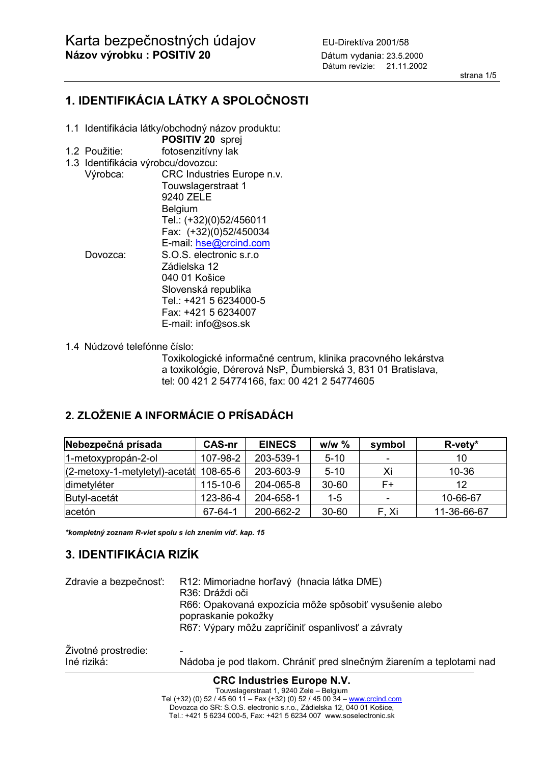# Karta bezpečnostných údajov

**Názov výrobku : POSITIV 20**

EU-Direktíva 2001/58

Dátum vydania: 23.5.2000

Dátum revízie: 21.11.2002

## 1. IDENTIFIKÁCIA LÁTKY A SPOLOČNOSTI

1.1 Identifikácia látky/obchodný názov produktu:
**POSITIV 20** sprej

1.2 Použitie: fotosenzitívny lak

1.3 Identifikácia výrobcu/dovozcu:

Výrobca: CRC Industries Europe n.v.
Touwslagerstraat 1
9240 ZELE
Belgium
Tel.: (+32)(0)52/456011
Fax: (+32)(0)52/450034
E-mail: hse@crcind.com

Dovozca: S.O.S. electronic s.r.o
Zádielska 12
040 01 Košice
Slovenská republika
Tel.: +421 5 6234000-5
Fax: +421 5 6234007
E-mail: info@sos.sk

1.4 Núdzové telefónne číslo:
Toxikologické informačné centrum, klinika pracovného lekárstva a toxikológie, Dérerová NsP, Ďumbierská 3, 831 01 Bratislava, tel: 00 421 2 54774166, fax: 00 421 2 54774605

## 2. ZLOŽENIE A INFORMÁCIE O PRÍSADÁCH

| Nebezpečná prísada | CAS-nr | EINECS | w/w % | symbol | R-vety* |
|---|---|---|---|---|---|
| 1-metoxypropán-2-ol | 107-98-2 | 203-539-1 | 5-10 | - | 10 |
| (2-metoxy-1-metyletyl)-acetát | 108-65-6 | 203-603-9 | 5-10 | Xi | 10-36 |
| dimetyléter | 115-10-6 | 204-065-8 | 30-60 | F+ | 12 |
| Butyl-acetát | 123-86-4 | 204-658-1 | 1-5 | - | 10-66-67 |
| acetón | 67-64-1 | 200-662-2 | 30-60 | F, Xi | 11-36-66-67 |

***kompletný zoznam R-viet spolu s ich znením viď. kap. 15***

## 3. IDENTIFIKÁCIA RIZÍK

Zdravie a bezpečnosť:
R12: Mimoriadne horľavý (hnacia látka DME)
R36: Dráždi oči
R66: Opakovaná expozícia môže spôsobiť vysušenie alebo popraskanie pokožky
R67: Výpary môžu zapríčiniť ospanlivosť a závraty

Životné prostredie: -

Iné riziká: Nádoba je pod tlakom. Chrániť pred slnečným žiarením a teplotami nad

**CRC Industries Europe N.V.**
Touwslagerstraat 1, 9240 Zele – Belgium
Tel (+32) (0) 52 / 45 60 11 – Fax (+32) (0) 52 / 45 00 34 – www.crcind.com
Dovozca do SR: S.O.S. electronic s.r.o., Zádielska 12, 040 01 Košice,
Tel.: +421 5 6234 000-5, Fax: +421 5 6234 007 www.soselectronic.sk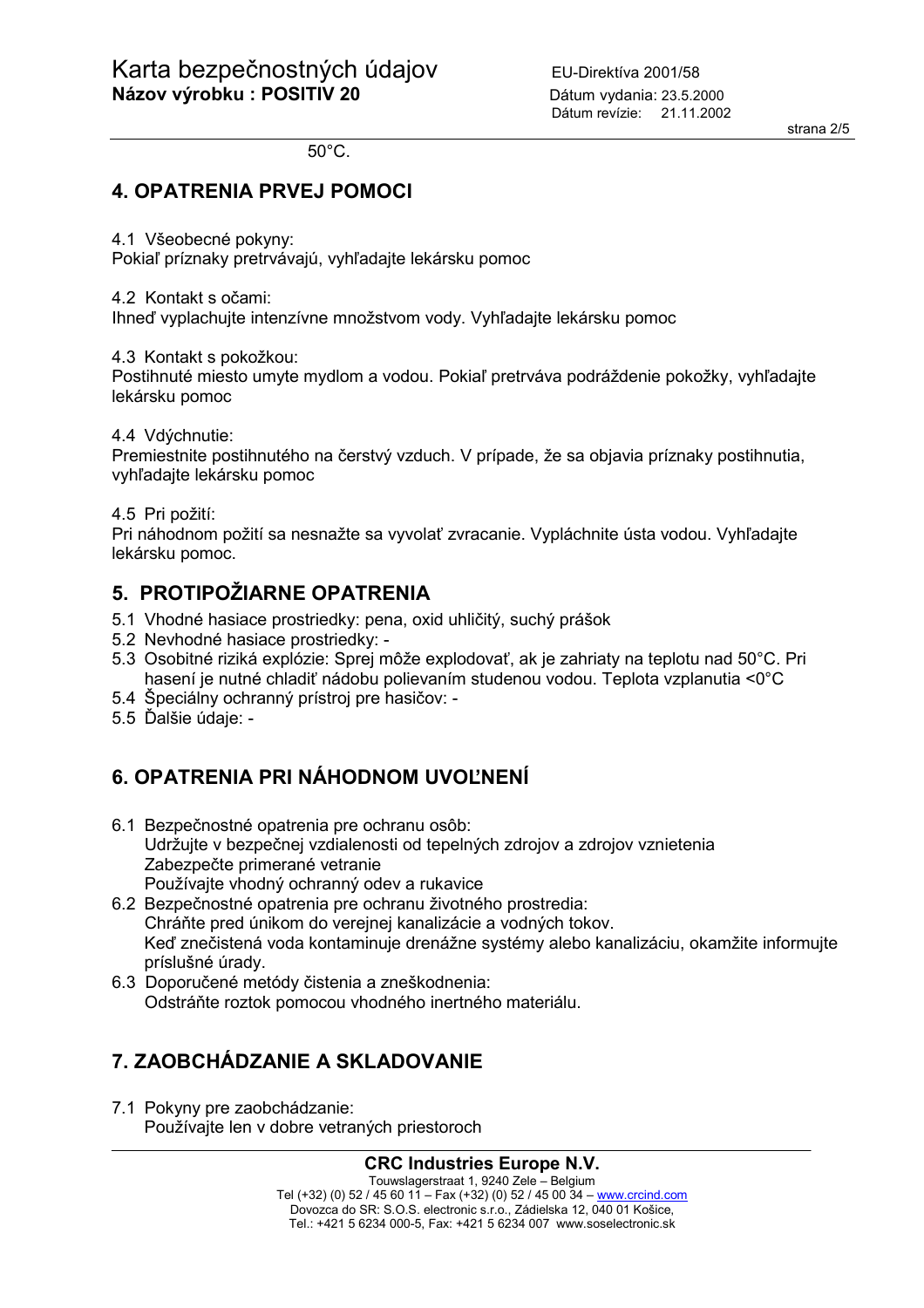50°C.

## 4. OPATRENIA PRVEJ POMOCI

4.1 Všeobecné pokyny:
Pokiaľ príznaky pretrvávajú, vyhľadajte lekársku pomoc

4.2 Kontakt s očami:
Ihneď vyplachujte intenzívne množstvom vody. Vyhľadajte lekársku pomoc

4.3 Kontakt s pokožkou:
Postihnuté miesto umyte mydlom a vodou. Pokiaľ pretrváva podráždenie pokožky, vyhľadajte lekársku pomoc

4.4 Vdýchnutie:
Premiestnite postihnutého na čerstvý vzduch. V prípade, že sa objavia príznaky postihnutia, vyhľadajte lekársku pomoc

4.5 Pri požití:
Pri náhodnom požití sa nesnažte sa vyvolať zvracanie. Vypláchnite ústa vodou. Vyhľadajte lekársku pomoc.

## 5. PROTIPOŽIARNE OPATRENIA

5.1 Vhodné hasiace prostriedky: pena, oxid uhličitý, suchý prášok
5.2 Nevhodné hasiace prostriedky: -
5.3 Osobitné riziká explózie: Sprej môže explodovať, ak je zahriaty na teplotu nad 50°C. Pri hasení je nutné chladiť nádobu polievaním studenou vodou. Teplota vzplanutia <0°C
5.4 Špeciálny ochranný prístroj pre hasičov: -
5.5 Ďalšie údaje: -

## 6. OPATRENIA PRI NÁHODNOM UVOĽNENÍ

6.1 Bezpečnostné opatrenia pre ochranu osôb:
Udržujte v bezpečnej vzdialenosti od tepelných zdrojov a zdrojov vznietenia
Zabezpečte primerané vetranie
Používajte vhodný ochranný odev a rukavice
6.2 Bezpečnostné opatrenia pre ochranu životného prostredia:
Chráňte pred únikom do verejnej kanalizácie a vodných tokov.
Keď znečistená voda kontaminuje drenážne systémy alebo kanalizáciu, okamžite informujte príslušné úrady.
6.3 Doporučené metódy čistenia a zneškodnenia:
Odstráňte roztok pomocou vhodného inertného materiálu.

## 7. ZAOBCHÁDZANIE A SKLADOVANIE

7.1 Pokyny pre zaobchádzanie:
Používajte len v dobre vetraných priestoroch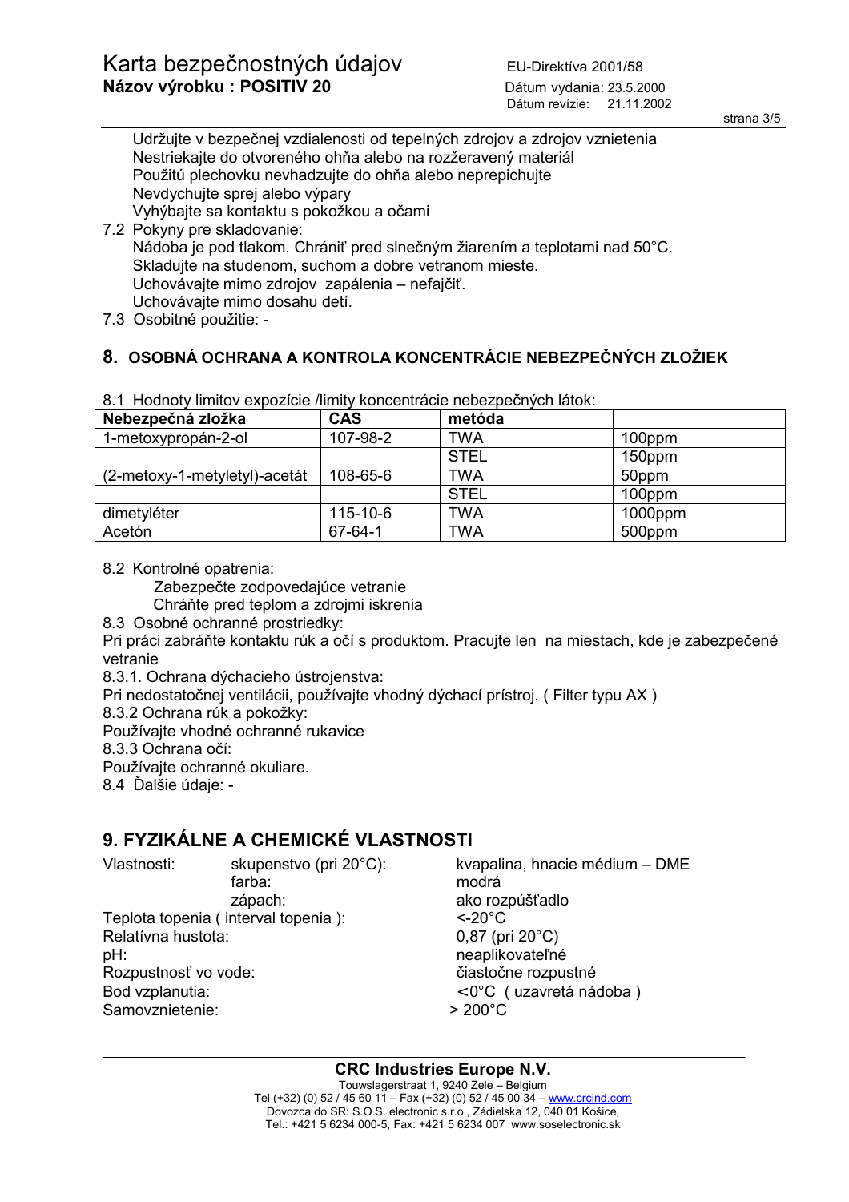Udržujte v bezpečnej vzdialenosti od tepelných zdrojov a zdrojov vznietenia
Nestriekajte do otvoreného ohňa alebo na rozžeravený materiál
Použitú plechovku nevhadzujte do ohňa alebo neprepichujte
Nevdychujte sprej alebo výpary
Vyhýbajte sa kontaktu s pokožkou a očami

7.2 Pokyny pre skladovanie:
Nádoba je pod tlakom. Chrániť pred slnečným žiarením a teplotami nad 50°C.
Skladujte na studenom, suchom a dobre vetranom mieste.
Uchovávajte mimo zdrojov zapálenia – nefajčiť.
Uchovávajte mimo dosahu detí.

7.3 Osobitné použitie: -

## 8. OSOBNÁ OCHRANA A KONTROLA KONCENTRÁCIE NEBEZPEČNÝCH ZLOŽIEK

8.1 Hodnoty limitov expozície /limity koncentrácie nebezpečných látok:

| Nebezpečná zložka | CAS | metóda | |
|---|---|---|---|
| 1-metoxypropán-2-ol | 107-98-2 | TWA | 100ppm |
| | | STEL | 150ppm |
| (2-metoxy-1-metyletyl)-acetát | 108-65-6 | TWA | 50ppm |
| | | STEL | 100ppm |
| dimetyléter | 115-10-6 | TWA | 1000ppm |
| Acetón | 67-64-1 | TWA | 500ppm |

8.2 Kontrolné opatrenia:
Zabezpečte zodpovedajúce vetranie
Chráňte pred teplom a zdrojmi iskrenia

8.3 Osobné ochranné prostriedky:
Pri práci zabráňte kontaktu rúk a očí s produktom. Pracujte len na miestach, kde je zabezpečené vetranie

8.3.1. Ochrana dýchacieho ústrojenstva:
Pri nedostatočnej ventilácii, používajte vhodný dýchací prístroj. ( Filter typu AX )

8.3.2 Ochrana rúk a pokožky:
Používajte vhodné ochranné rukavice

8.3.3 Ochrana očí:
Používajte ochranné okuliare.

8.4 Ďalšie údaje: -

## 9. FYZIKÁLNE A CHEMICKÉ VLASTNOSTI

| | | |
|---|---|---|
| Vlastnosti: | skupenstvo (pri 20°C): | kvapalina, hnacie médium – DME |
| | farba: | modrá |
| | zápach: | ako rozpúšťadlo |
| Teplota topenia ( interval topenia ): | | <-20°C |
| Relatívna hustota: | | 0,87 (pri 20°C) |
| pH: | | neaplikovateľné |
| Rozpustnosť vo vode: | | čiastočne rozpustné |
| Bod vzplanutia: | | <0°C ( uzavretá nádoba ) |
| Samovznietenie: | | > 200°C |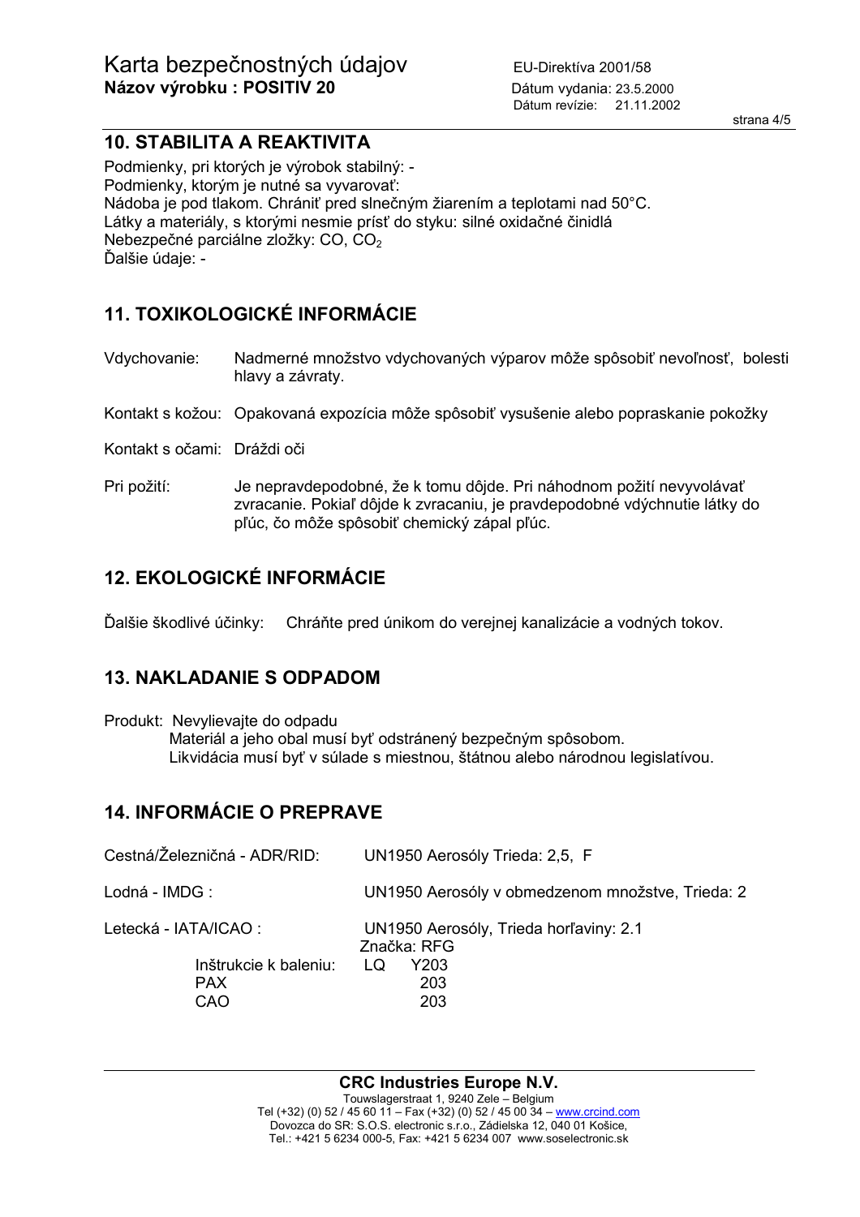## 10. STABILITA A REAKTIVITA

Podmienky, pri ktorých je výrobok stabilný: -
Podmienky, ktorým je nutné sa vyvarovať:
Nádoba je pod tlakom. Chrániť pred slnečným žiarením a teplotami nad 50°C.
Látky a materiály, s ktorými nesmie prísť do styku: silné oxidačné činidlá
Nebezpečné parciálne zložky: CO, $CO_2$
Ďalšie údaje: -

## 11. TOXIKOLOGICKÉ INFORMÁCIE

Vdychovanie: Nadmerné množstvo vdychovaných výparov môže spôsobiť nevoľnosť, bolesti hlavy a závraty.

Kontakt s kožou: Opakovaná expozícia môže spôsobiť vysušenie alebo popraskanie pokožky

Kontakt s očami: Dráždi oči

Pri požití: Je nepravdepodobné, že k tomu dôjde. Pri náhodnom požití nevyvolávať zvracanie. Pokiaľ dôjde k zvracaniu, je pravdepodobné vdýchnutie látky do pľúc, čo môže spôsobiť chemický zápal pľúc.

## 12. EKOLOGICKÉ INFORMÁCIE

Ďalšie škodlivé účinky: Chráňte pred únikom do verejnej kanalizácie a vodných tokov.

## 13. NAKLADANIE S ODPADOM

Produkt: Nevylievajte do odpadu
Materiál a jeho obal musí byť odstránený bezpečným spôsobom.
Likvidácia musí byť v súlade s miestnou, štátnou alebo národnou legislatívou.

## 14. INFORMÁCIE O PREPRAVE

Cestná/Železničná - ADR/RID: UN1950 Aerosóly Trieda: 2,5, F

Lodná - IMDG : UN1950 Aerosóly v obmedzenom množstve, Trieda: 2

Letecká - IATA/ICAO : UN1950 Aerosóly, Trieda horľaviny: 2.1
Značka: RFG

| Inštrukcie k baleniu: | | |
|---|---|---|
| LQ | | Y203 |
| PAX | | 203 |
| CAO | | 203 |

**CRC Industries Europe N.V.**
Touwslagerstraat 1, 9240 Zele – Belgium
Tel (+32) (0) 52 / 45 60 11 – Fax (+32) (0) 52 / 45 00 34 – www.crcind.com
Dovozca do SR: S.O.S. electronic s.r.o., Zádielska 12, 040 01 Košice,
Tel.: +421 5 6234 000-5, Fax: +421 5 6234 007 www.soselectronic.sk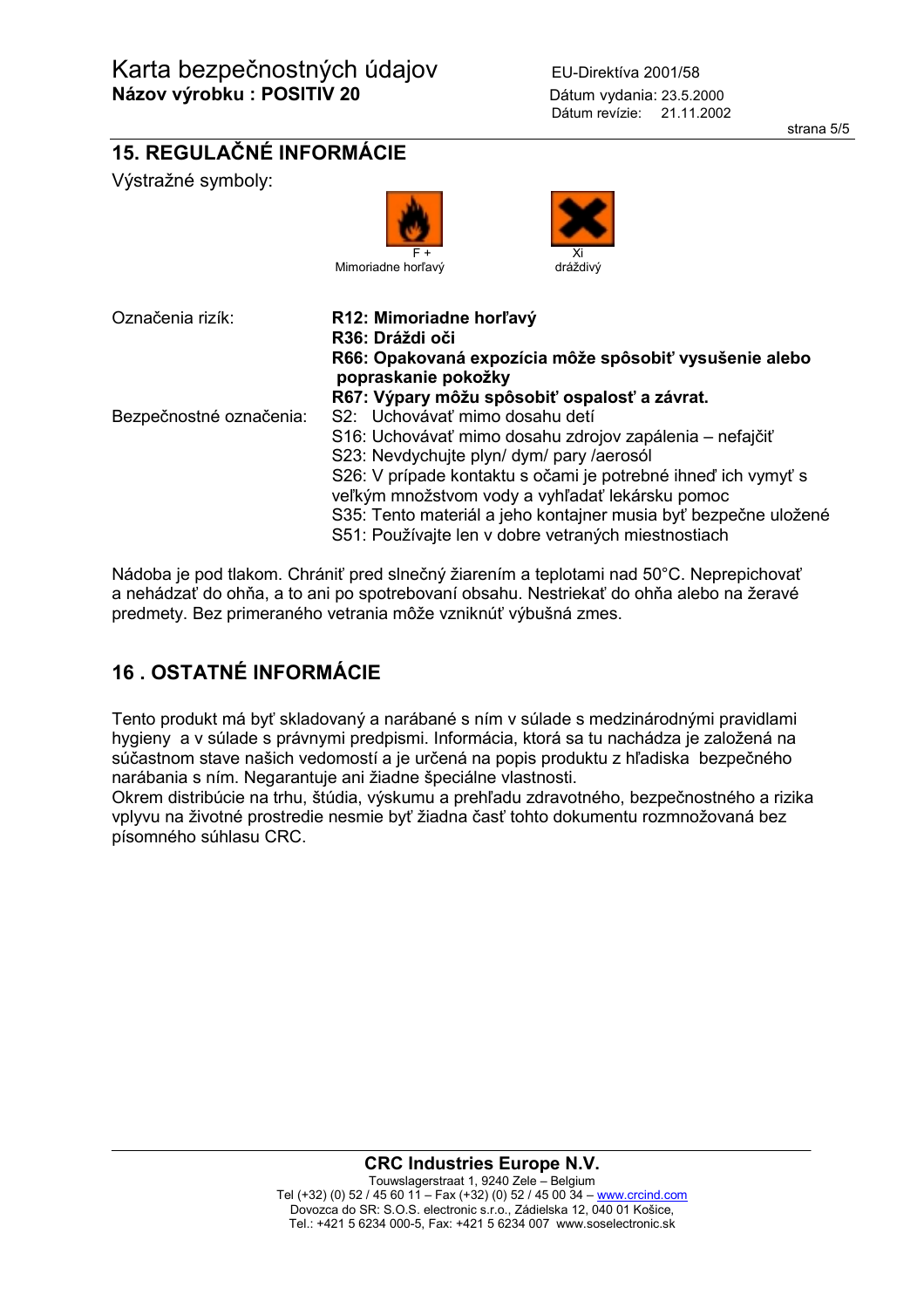## 15. REGULAČNÉ INFORMÁCIE

Výstražné symboly:

F +
Mimoriadne horľavý

Xi
dráždivý

| | |
|---|---|
| Označenia rizík: | **R12: Mimoriadne horľavý**<br>**R36: Dráždi oči**<br>**R66: Opakovaná expozícia môže spôsobiť vysušenie alebo popraskanie pokožky**<br>**R67: Výpary môžu spôsobiť ospalosť a závrat.** |
| Bezpečnostné označenia: | S2: Uchovávať mimo dosahu detí<br>S16: Uchovávať mimo dosahu zdrojov zapálenia – nefajčiť<br>S23: Nevdychujte plyn/ dym/ pary /aerosól<br>S26: V prípade kontaktu s očami je potrebné ihneď ich vymyť s veľkým množstvom vody a vyhľadať lekársku pomoc<br>S35: Tento materiál a jeho kontajner musia byť bezpečne uložené<br>S51: Používajte len v dobre vetraných miestnostiach |

Nádoba je pod tlakom. Chrániť pred slnečný žiarením a teplotami nad 50°C. Neprepichovať a nehádzať do ohňa, a to ani po spotrebovaní obsahu. Nestriekať do ohňa alebo na žeravé predmety. Bez primeraného vetrania môže vzniknúť výbušná zmes.

## 16 . OSTATNÉ INFORMÁCIE

Tento produkt má byť skladovaný a narábané s ním v súlade s medzinárodnými pravidlami hygieny a v súlade s právnymi predpismi. Informácia, ktorá sa tu nachádza je založená na súčastnom stave našich vedomostí a je určená na popis produktu z hľadiska bezpečného narábania s ním. Negarantuje ani žiadne špeciálne vlastnosti.
Okrem distribúcie na trhu, štúdia, výskumu a prehľadu zdravotného, bezpečnostného a rizika vplyvu na životné prostredie nesmie byť žiadna časť tohto dokumentu rozmnožovaná bez písomného súhlasu CRC.

**CRC Industries Europe N.V.**
Touwslagerstraat 1, 9240 Zele – Belgium
Tel (+32) (0) 52 / 45 60 11 – Fax (+32) (0) 52 / 45 00 34 – www.crcind.com
Dovozca do SR: S.O.S. electronic s.r.o., Zádielska 12, 040 01 Košice,
Tel.: +421 5 6234 000-5, Fax: +421 5 6234 007 www.soselectronic.sk